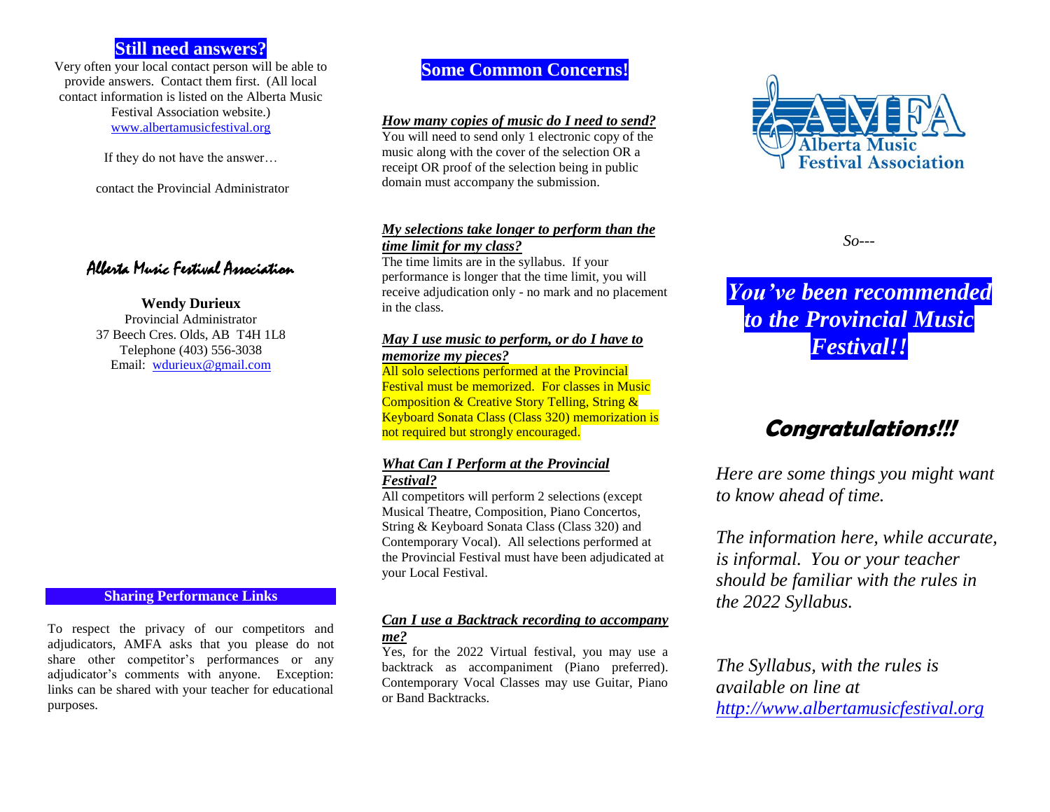## Still need answers?

Very often your local contact person will be able to provide answers. Contact them first. (All local contact information is listed on the Alberta Music Festival Association website.)
www.albertamusicfestival.org

If they do not have the answer…

contact the Provincial Administrator

### Alberta Music Festival Association

**Wendy Durieux**
Provincial Administrator
37 Beech Cres. Olds, AB T4H 1L8
Telephone (403) 556-3038
Email: wdurieux@gmail.com

### Sharing Performance Links

To respect the privacy of our competitors and adjudicators, AMFA asks that you please do not share other competitor's performances or any adjudicator's comments with anyone. Exception: links can be shared with your teacher for educational purposes.

## Some Common Concerns!

***How many copies of music do I need to send?***
You will need to send only 1 electronic copy of the music along with the cover of the selection OR a receipt OR proof of the selection being in public domain must accompany the submission.

***My selections take longer to perform than the time limit for my class?***
The time limits are in the syllabus. If your performance is longer that the time limit, you will receive adjudication only - no mark and no placement in the class.

***May I use music to perform, or do I have to memorize my pieces?***
All solo selections performed at the Provincial Festival must be memorized. For classes in Music Composition & Creative Story Telling, String & Keyboard Sonata Class (Class 320) memorization is not required but strongly encouraged.

***What Can I Perform at the Provincial Festival?***
All competitors will perform 2 selections (except Musical Theatre, Composition, Piano Concertos, String & Keyboard Sonata Class (Class 320) and Contemporary Vocal). All selections performed at the Provincial Festival must have been adjudicated at your Local Festival.

***Can I use a Backtrack recording to accompany me?***
Yes, for the 2022 Virtual festival, you may use a backtrack as accompaniment (Piano preferred). Contemporary Vocal Classes may use Guitar, Piano or Band Backtracks.

AMFA
Alberta Music Festival Association

*So---*

# *You've been recommended to the Provincial Music Festival!!*

## Congratulations!!!

*Here are some things you might want to know ahead of time.*

*The information here, while accurate, is informal. You or your teacher should be familiar with the rules in the 2022 Syllabus.*

*The Syllabus, with the rules is available on line at http://www.albertamusicfestival.org*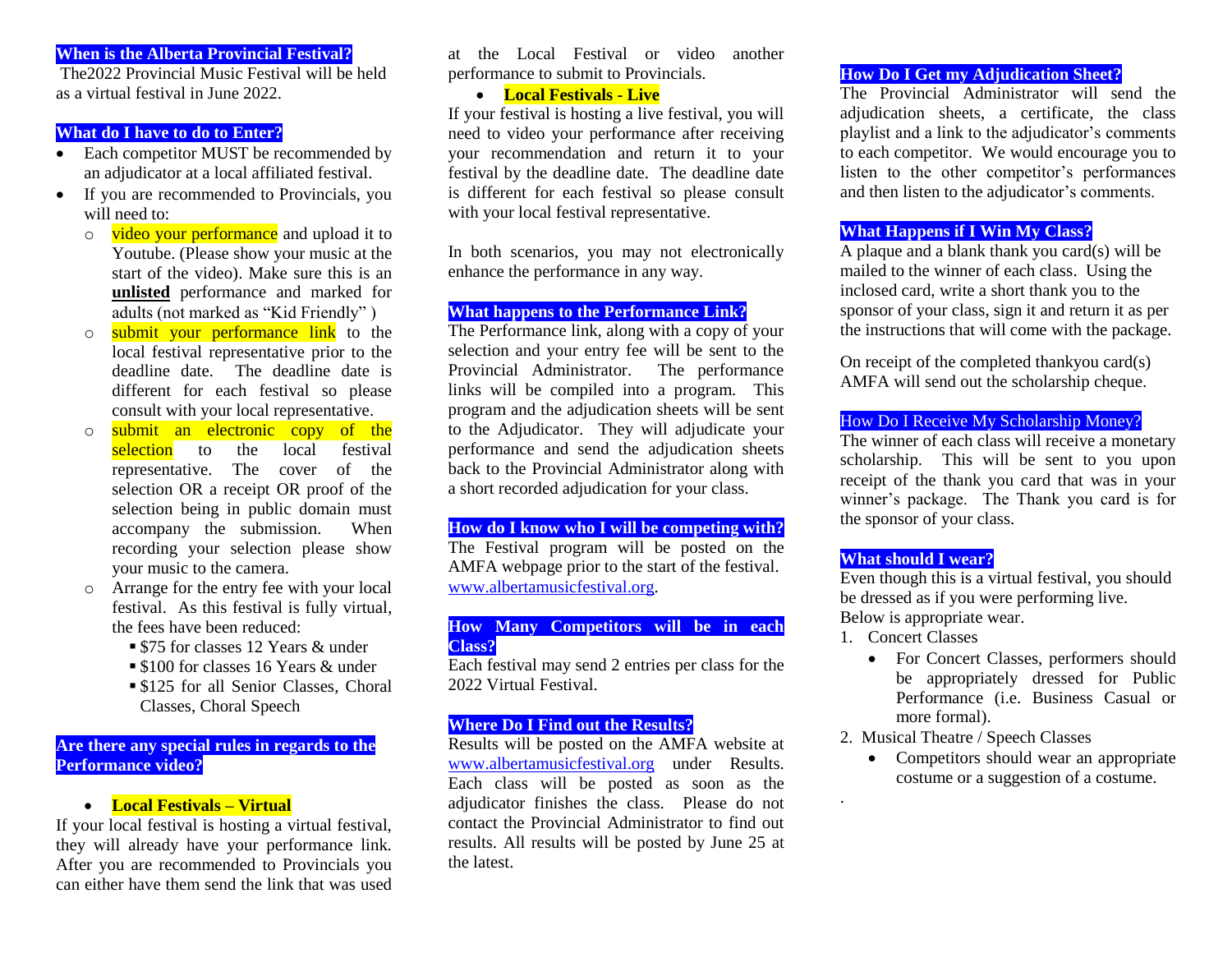## When is the Alberta Provincial Festival?

The2022 Provincial Music Festival will be held as a virtual festival in June 2022.

## What do I have to do to Enter?

- Each competitor MUST be recommended by an adjudicator at a local affiliated festival.
- If you are recommended to Provincials, you will need to:
  - video your performance and upload it to Youtube. (Please show your music at the start of the video). Make sure this is an **unlisted** performance and marked for adults (not marked as "Kid Friendly" )
  - submit your performance link to the local festival representative prior to the deadline date. The deadline date is different for each festival so please consult with your local representative.
  - submit an electronic copy of the selection to the local festival representative. The cover of the selection OR a receipt OR proof of the selection being in public domain must accompany the submission. When recording your selection please show your music to the camera.
  - Arrange for the entry fee with your local festival. As this festival is fully virtual, the fees have been reduced:
    - $75 for classes 12 Years & under
    - $100 for classes 16 Years & under
    - $125 for all Senior Classes, Choral Classes, Choral Speech

## Are there any special rules in regards to the Performance video?

- **Local Festivals – Virtual**

If your local festival is hosting a virtual festival, they will already have your performance link. After you are recommended to Provincials you can either have them send the link that was used at the Local Festival or video another performance to submit to Provincials.

- **Local Festivals - Live**

If your festival is hosting a live festival, you will need to video your performance after receiving your recommendation and return it to your festival by the deadline date. The deadline date is different for each festival so please consult with your local festival representative.

In both scenarios, you may not electronically enhance the performance in any way.

## What happens to the Performance Link?

The Performance link, along with a copy of your selection and your entry fee will be sent to the Provincial Administrator. The performance links will be compiled into a program. This program and the adjudication sheets will be sent to the Adjudicator. They will adjudicate your performance and send the adjudication sheets back to the Provincial Administrator along with a short recorded adjudication for your class.

## How do I know who I will be competing with?

The Festival program will be posted on the AMFA webpage prior to the start of the festival. www.albertamusicfestival.org.

## How Many Competitors will be in each Class?

Each festival may send 2 entries per class for the 2022 Virtual Festival.

## Where Do I Find out the Results?

Results will be posted on the AMFA website at www.albertamusicfestival.org under Results. Each class will be posted as soon as the adjudicator finishes the class. Please do not contact the Provincial Administrator to find out results. All results will be posted by June 25 at the latest.

## How Do I Get my Adjudication Sheet?

The Provincial Administrator will send the adjudication sheets, a certificate, the class playlist and a link to the adjudicator's comments to each competitor. We would encourage you to listen to the other competitor's performances and then listen to the adjudicator's comments.

## What Happens if I Win My Class?

A plaque and a blank thank you card(s) will be mailed to the winner of each class. Using the inclosed card, write a short thank you to the sponsor of your class, sign it and return it as per the instructions that will come with the package.

On receipt of the completed thankyou card(s) AMFA will send out the scholarship cheque.

## How Do I Receive My Scholarship Money?

The winner of each class will receive a monetary scholarship. This will be sent to you upon receipt of the thank you card that was in your winner's package. The Thank you card is for the sponsor of your class.

## What should I wear?

Even though this is a virtual festival, you should be dressed as if you were performing live. Below is appropriate wear.

1. Concert Classes
   - For Concert Classes, performers should be appropriately dressed for Public Performance (i.e. Business Casual or more formal).
2. Musical Theatre / Speech Classes
   - Competitors should wear an appropriate costume or a suggestion of a costume.

.